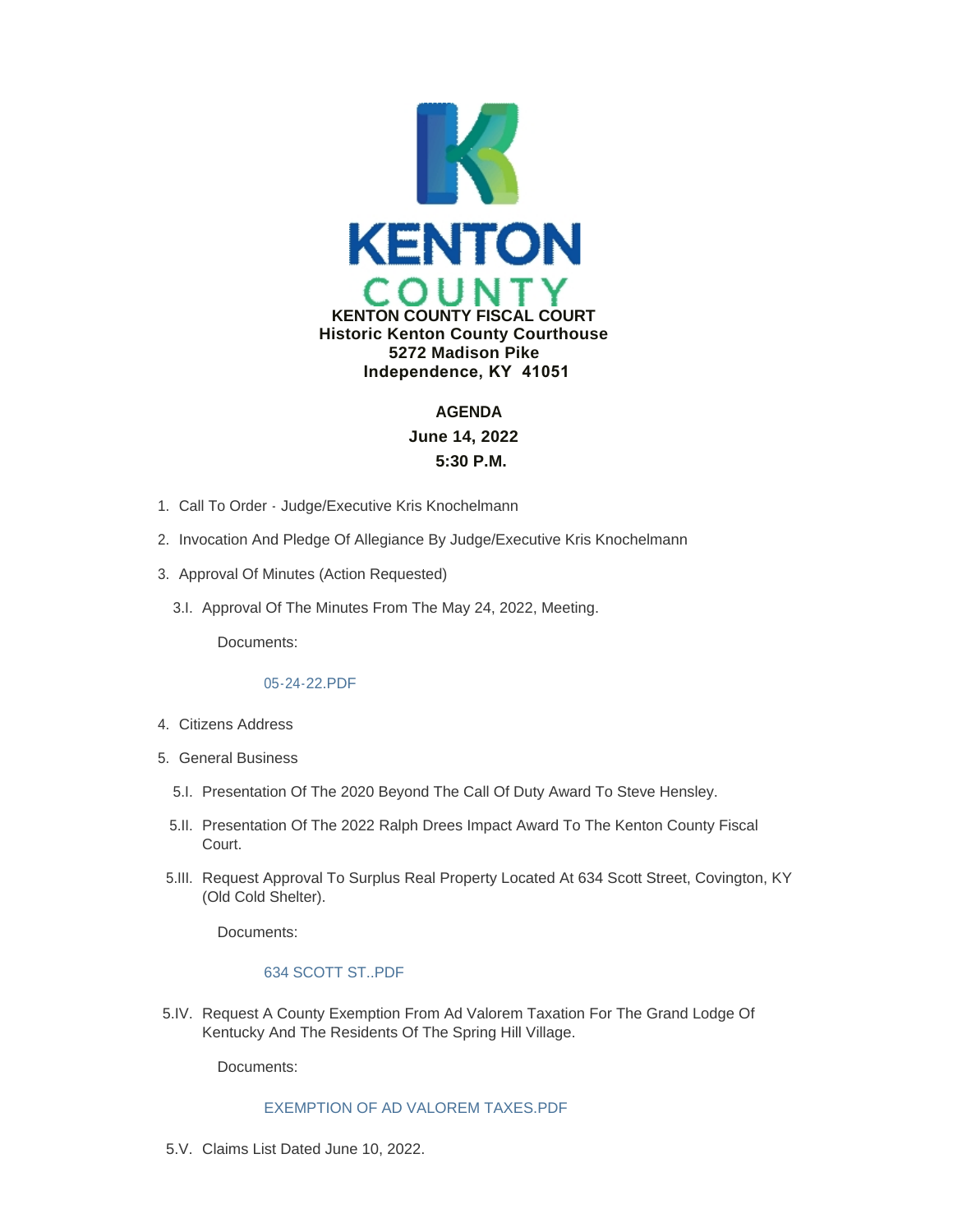**KENTON COUNTY FISCAL COURT**
**Historic Kenton County Courthouse**
**5272 Madison Pike**
**Independence, KY 41051**

**AGENDA**
**June 14, 2022**
**5:30 P.M.**

1. Call To Order - Judge/Executive Kris Knochelmann
2. Invocation And Pledge Of Allegiance By Judge/Executive Kris Knochelmann
3. Approval Of Minutes (Action Requested)
   - 3.I. Approval Of The Minutes From The May 24, 2022, Meeting.

     Documents:

     05-24-22.PDF
4. Citizens Address
5. General Business
   - 5.I. Presentation Of The 2020 Beyond The Call Of Duty Award To Steve Hensley.
   - 5.II. Presentation Of The 2022 Ralph Drees Impact Award To The Kenton County Fiscal Court.
   - 5.III. Request Approval To Surplus Real Property Located At 634 Scott Street, Covington, KY (Old Cold Shelter).

     Documents:

     634 SCOTT ST..PDF
   - 5.IV. Request A County Exemption From Ad Valorem Taxation For The Grand Lodge Of Kentucky And The Residents Of The Spring Hill Village.

     Documents:

     EXEMPTION OF AD VALOREM TAXES.PDF
   - 5.V. Claims List Dated June 10, 2022.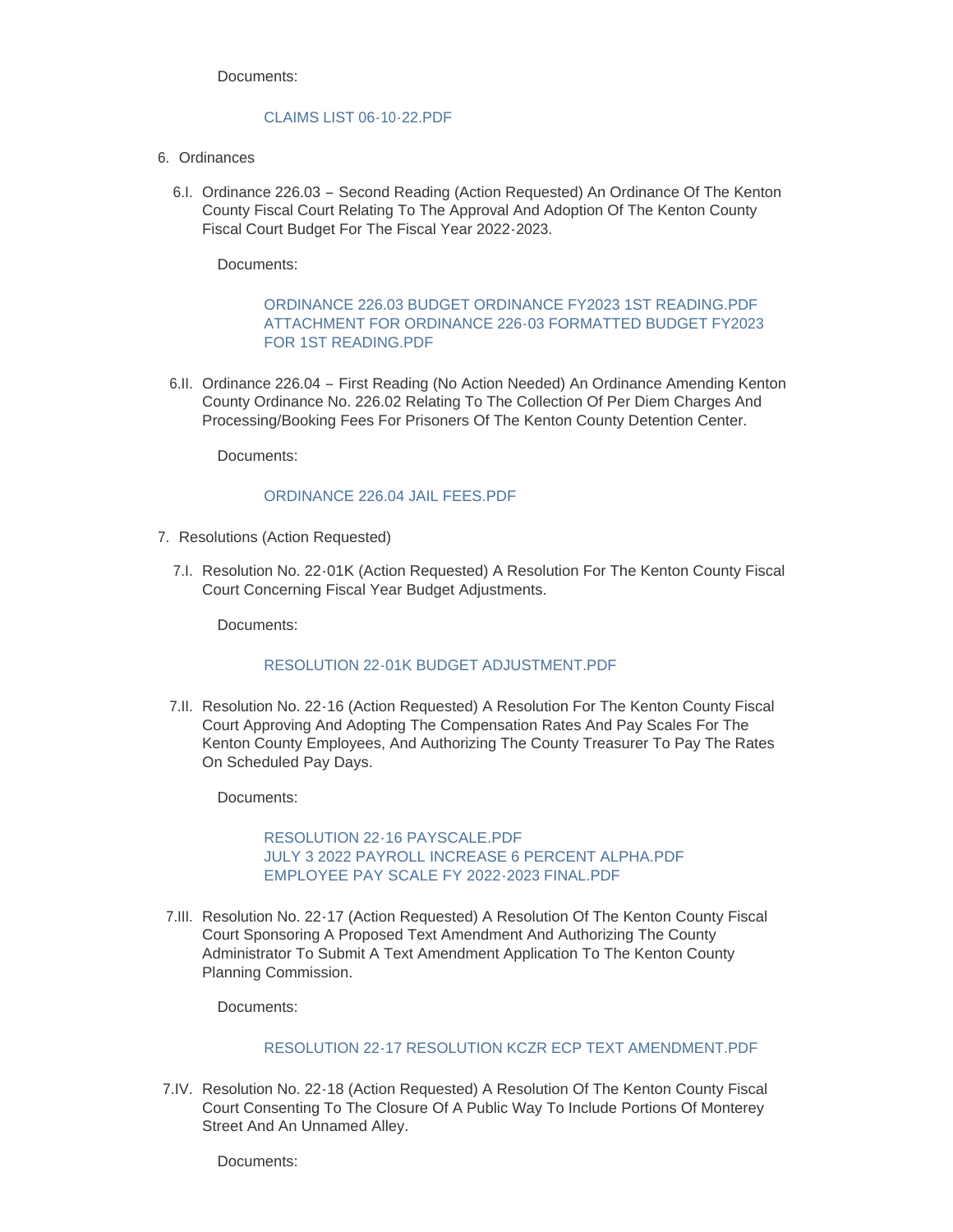Documents:

CLAIMS LIST 06-10-22.PDF

6. Ordinances

   6.I. Ordinance 226.03 – Second Reading (Action Requested) An Ordinance Of The Kenton County Fiscal Court Relating To The Approval And Adoption Of The Kenton County Fiscal Court Budget For The Fiscal Year 2022-2023.

   Documents:

   ORDINANCE 226.03 BUDGET ORDINANCE FY2023 1ST READING.PDF
   ATTACHMENT FOR ORDINANCE 226-03 FORMATTED BUDGET FY2023 FOR 1ST READING.PDF

   6.II. Ordinance 226.04 – First Reading (No Action Needed) An Ordinance Amending Kenton County Ordinance No. 226.02 Relating To The Collection Of Per Diem Charges And Processing/Booking Fees For Prisoners Of The Kenton County Detention Center.

   Documents:

   ORDINANCE 226.04 JAIL FEES.PDF

7. Resolutions (Action Requested)

   7.I. Resolution No. 22-01K (Action Requested) A Resolution For The Kenton County Fiscal Court Concerning Fiscal Year Budget Adjustments.

   Documents:

   RESOLUTION 22-01K BUDGET ADJUSTMENT.PDF

   7.II. Resolution No. 22-16 (Action Requested) A Resolution For The Kenton County Fiscal Court Approving And Adopting The Compensation Rates And Pay Scales For The Kenton County Employees, And Authorizing The County Treasurer To Pay The Rates On Scheduled Pay Days.

   Documents:

   RESOLUTION 22-16 PAYSCALE.PDF
   JULY 3 2022 PAYROLL INCREASE 6 PERCENT ALPHA.PDF
   EMPLOYEE PAY SCALE FY 2022-2023 FINAL.PDF

   7.III. Resolution No. 22-17 (Action Requested) A Resolution Of The Kenton County Fiscal Court Sponsoring A Proposed Text Amendment And Authorizing The County Administrator To Submit A Text Amendment Application To The Kenton County Planning Commission.

   Documents:

   RESOLUTION 22-17 RESOLUTION KCZR ECP TEXT AMENDMENT.PDF

   7.IV. Resolution No. 22-18 (Action Requested) A Resolution Of The Kenton County Fiscal Court Consenting To The Closure Of A Public Way To Include Portions Of Monterey Street And An Unnamed Alley.

   Documents: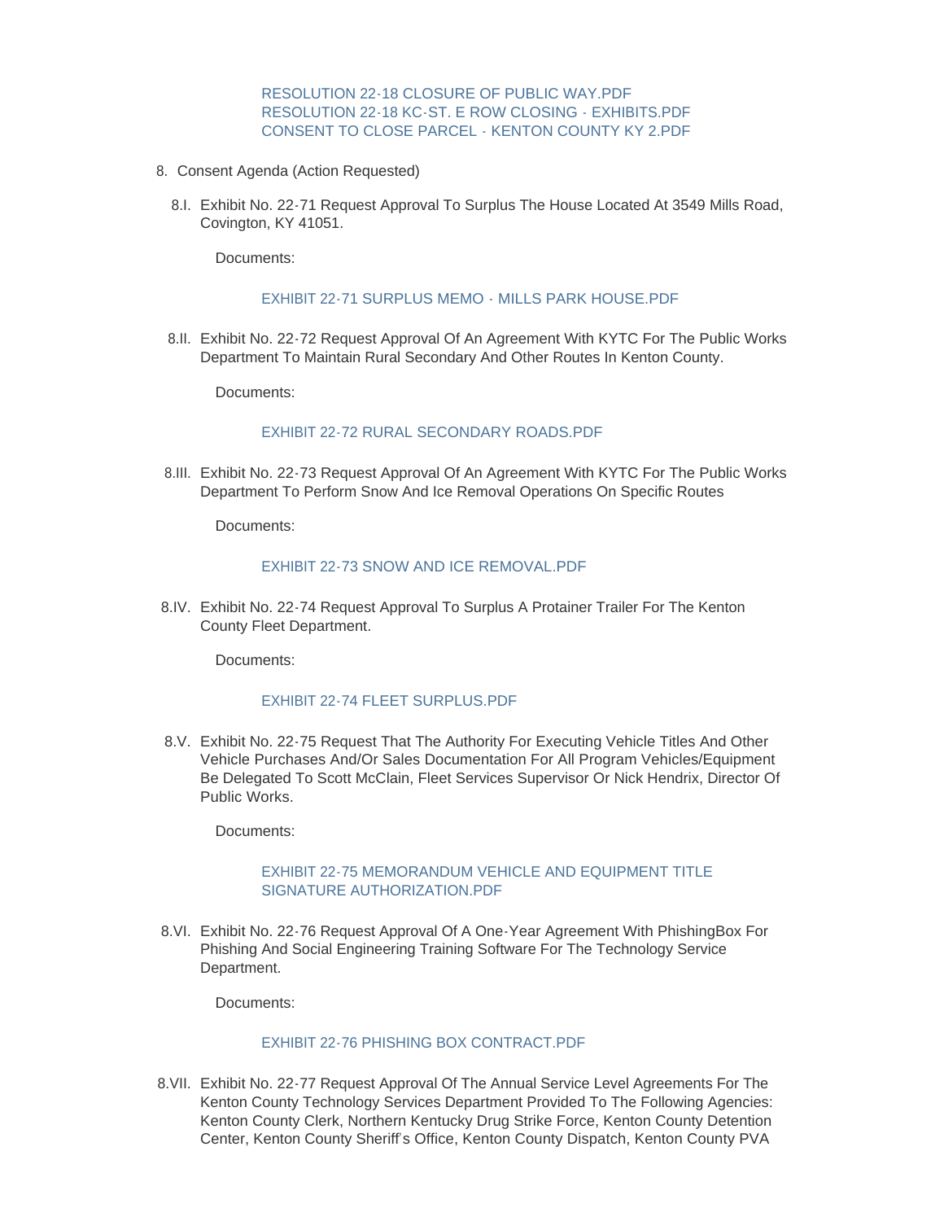RESOLUTION 22-18 CLOSURE OF PUBLIC WAY.PDF
RESOLUTION 22-18 KC-ST. E ROW CLOSING - EXHIBITS.PDF
CONSENT TO CLOSE PARCEL - KENTON COUNTY KY 2.PDF

8. Consent Agenda (Action Requested)

8.I. Exhibit No. 22-71 Request Approval To Surplus The House Located At 3549 Mills Road, Covington, KY 41051.

Documents:

EXHIBIT 22-71 SURPLUS MEMO - MILLS PARK HOUSE.PDF

8.II. Exhibit No. 22-72 Request Approval Of An Agreement With KYTC For The Public Works Department To Maintain Rural Secondary And Other Routes In Kenton County.

Documents:

EXHIBIT 22-72 RURAL SECONDARY ROADS.PDF

8.III. Exhibit No. 22-73 Request Approval Of An Agreement With KYTC For The Public Works Department To Perform Snow And Ice Removal Operations On Specific Routes

Documents:

EXHIBIT 22-73 SNOW AND ICE REMOVAL.PDF

8.IV. Exhibit No. 22-74 Request Approval To Surplus A Protainer Trailer For The Kenton County Fleet Department.

Documents:

EXHIBIT 22-74 FLEET SURPLUS.PDF

8.V. Exhibit No. 22-75 Request That The Authority For Executing Vehicle Titles And Other Vehicle Purchases And/Or Sales Documentation For All Program Vehicles/Equipment Be Delegated To Scott McClain, Fleet Services Supervisor Or Nick Hendrix, Director Of Public Works.

Documents:

EXHIBIT 22-75 MEMORANDUM VEHICLE AND EQUIPMENT TITLE SIGNATURE AUTHORIZATION.PDF

8.VI. Exhibit No. 22-76 Request Approval Of A One-Year Agreement With PhishingBox For Phishing And Social Engineering Training Software For The Technology Service Department.

Documents:

EXHIBIT 22-76 PHISHING BOX CONTRACT.PDF

8.VII. Exhibit No. 22-77 Request Approval Of The Annual Service Level Agreements For The Kenton County Technology Services Department Provided To The Following Agencies: Kenton County Clerk, Northern Kentucky Drug Strike Force, Kenton County Detention Center, Kenton County Sheriff's Office, Kenton County Dispatch, Kenton County PVA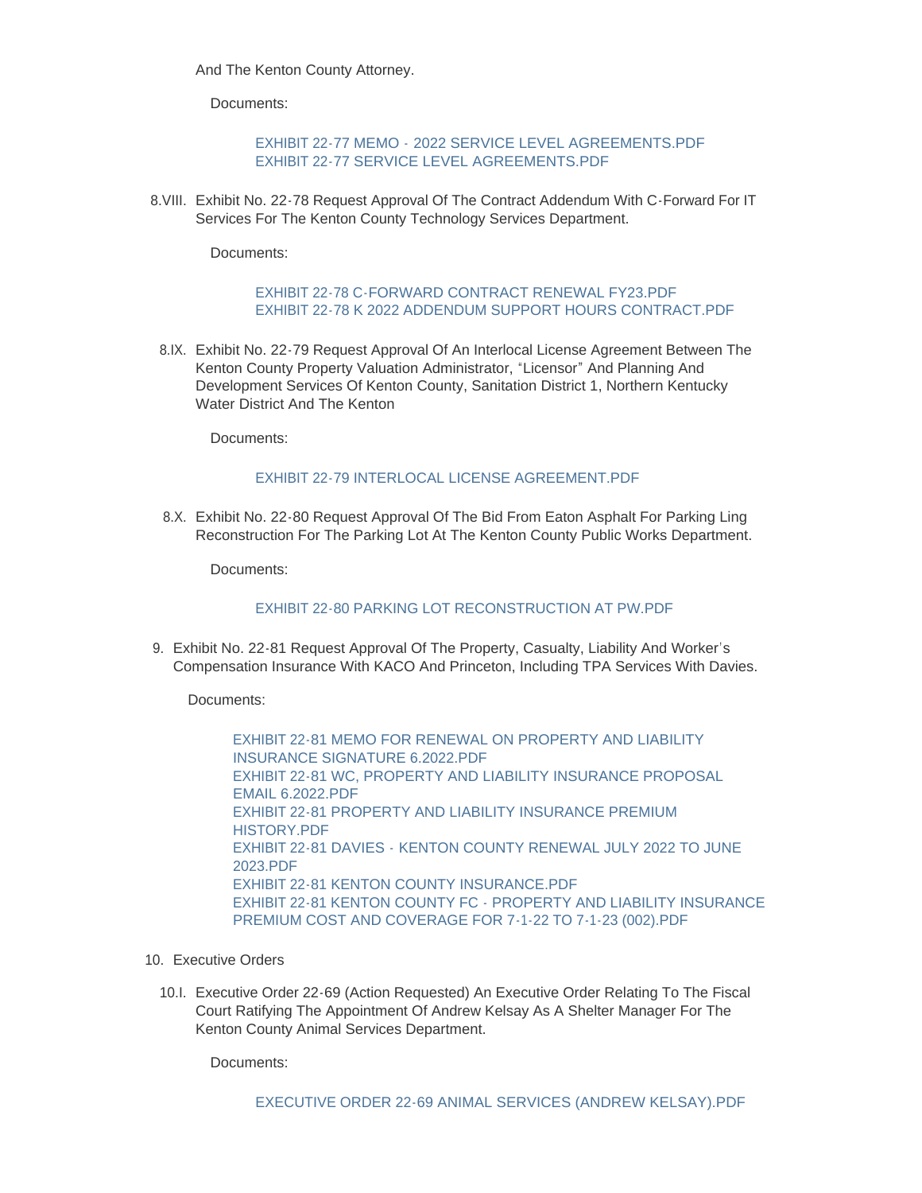And The Kenton County Attorney.

Documents:

EXHIBIT 22-77 MEMO - 2022 SERVICE LEVEL AGREEMENTS.PDF
EXHIBIT 22-77 SERVICE LEVEL AGREEMENTS.PDF

8.VIII. Exhibit No. 22-78 Request Approval Of The Contract Addendum With C-Forward For IT Services For The Kenton County Technology Services Department.

Documents:

EXHIBIT 22-78 C-FORWARD CONTRACT RENEWAL FY23.PDF
EXHIBIT 22-78 K 2022 ADDENDUM SUPPORT HOURS CONTRACT.PDF

8.IX. Exhibit No. 22-79 Request Approval Of An Interlocal License Agreement Between The Kenton County Property Valuation Administrator, "Licensor" And Planning And Development Services Of Kenton County, Sanitation District 1, Northern Kentucky Water District And The Kenton

Documents:

EXHIBIT 22-79 INTERLOCAL LICENSE AGREEMENT.PDF

8.X. Exhibit No. 22-80 Request Approval Of The Bid From Eaton Asphalt For Parking Ling Reconstruction For The Parking Lot At The Kenton County Public Works Department.

Documents:

EXHIBIT 22-80 PARKING LOT RECONSTRUCTION AT PW.PDF

9. Exhibit No. 22-81 Request Approval Of The Property, Casualty, Liability And Worker's Compensation Insurance With KACO And Princeton, Including TPA Services With Davies.

Documents:

EXHIBIT 22-81 MEMO FOR RENEWAL ON PROPERTY AND LIABILITY INSURANCE SIGNATURE 6.2022.PDF
EXHIBIT 22-81 WC, PROPERTY AND LIABILITY INSURANCE PROPOSAL EMAIL 6.2022.PDF
EXHIBIT 22-81 PROPERTY AND LIABILITY INSURANCE PREMIUM HISTORY.PDF
EXHIBIT 22-81 DAVIES - KENTON COUNTY RENEWAL JULY 2022 TO JUNE 2023.PDF
EXHIBIT 22-81 KENTON COUNTY INSURANCE.PDF
EXHIBIT 22-81 KENTON COUNTY FC - PROPERTY AND LIABILITY INSURANCE PREMIUM COST AND COVERAGE FOR 7-1-22 TO 7-1-23 (002).PDF

10. Executive Orders

10.I. Executive Order 22-69 (Action Requested) An Executive Order Relating To The Fiscal Court Ratifying The Appointment Of Andrew Kelsay As A Shelter Manager For The Kenton County Animal Services Department.

Documents:

EXECUTIVE ORDER 22-69 ANIMAL SERVICES (ANDREW KELSAY).PDF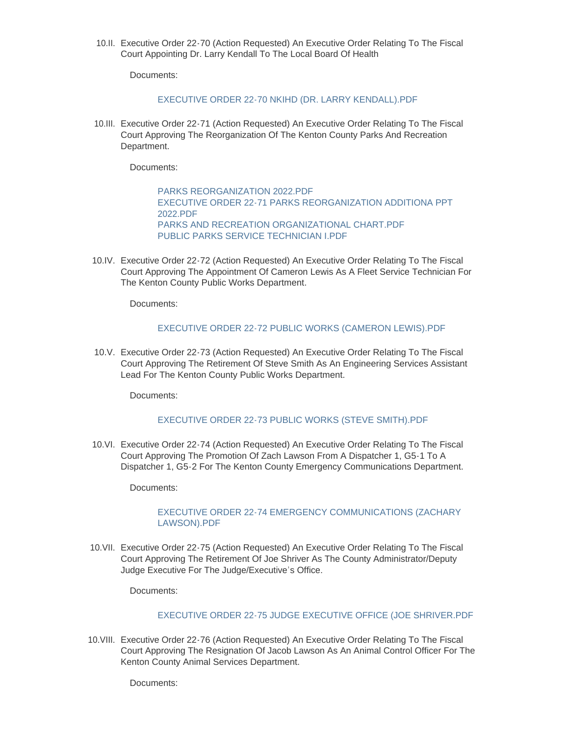10.II. Executive Order 22-70 (Action Requested) An Executive Order Relating To The Fiscal Court Appointing Dr. Larry Kendall To The Local Board Of Health

Documents:

EXECUTIVE ORDER 22-70 NKIHD (DR. LARRY KENDALL).PDF

10.III. Executive Order 22-71 (Action Requested) An Executive Order Relating To The Fiscal Court Approving The Reorganization Of The Kenton County Parks And Recreation Department.

Documents:

PARKS REORGANIZATION 2022.PDF
EXECUTIVE ORDER 22-71 PARKS REORGANIZATION ADDITIONA PPT 2022.PDF
PARKS AND RECREATION ORGANIZATIONAL CHART.PDF
PUBLIC PARKS SERVICE TECHNICIAN I.PDF

10.IV. Executive Order 22-72 (Action Requested) An Executive Order Relating To The Fiscal Court Approving The Appointment Of Cameron Lewis As A Fleet Service Technician For The Kenton County Public Works Department.

Documents:

EXECUTIVE ORDER 22-72 PUBLIC WORKS (CAMERON LEWIS).PDF

10.V. Executive Order 22-73 (Action Requested) An Executive Order Relating To The Fiscal Court Approving The Retirement Of Steve Smith As An Engineering Services Assistant Lead For The Kenton County Public Works Department.

Documents:

EXECUTIVE ORDER 22-73 PUBLIC WORKS (STEVE SMITH).PDF

10.VI. Executive Order 22-74 (Action Requested) An Executive Order Relating To The Fiscal Court Approving The Promotion Of Zach Lawson From A Dispatcher 1, G5-1 To A Dispatcher 1, G5-2 For The Kenton County Emergency Communications Department.

Documents:

EXECUTIVE ORDER 22-74 EMERGENCY COMMUNICATIONS (ZACHARY LAWSON).PDF

10.VII. Executive Order 22-75 (Action Requested) An Executive Order Relating To The Fiscal Court Approving The Retirement Of Joe Shriver As The County Administrator/Deputy Judge Executive For The Judge/Executive's Office.

Documents:

EXECUTIVE ORDER 22-75 JUDGE EXECUTIVE OFFICE (JOE SHRIVER.PDF

10.VIII. Executive Order 22-76 (Action Requested) An Executive Order Relating To The Fiscal Court Approving The Resignation Of Jacob Lawson As An Animal Control Officer For The Kenton County Animal Services Department.

Documents: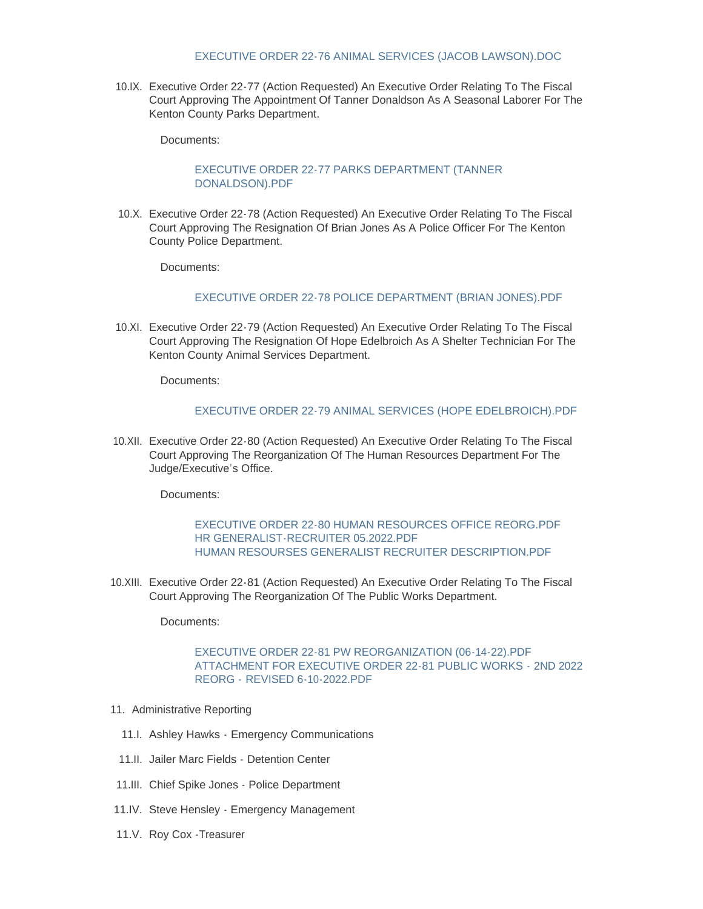EXECUTIVE ORDER 22-76 ANIMAL SERVICES (JACOB LAWSON).DOC

10.IX. Executive Order 22-77 (Action Requested) An Executive Order Relating To The Fiscal Court Approving The Appointment Of Tanner Donaldson As A Seasonal Laborer For The Kenton County Parks Department.

Documents:

EXECUTIVE ORDER 22-77 PARKS DEPARTMENT (TANNER DONALDSON).PDF

10.X. Executive Order 22-78 (Action Requested) An Executive Order Relating To The Fiscal Court Approving The Resignation Of Brian Jones As A Police Officer For The Kenton County Police Department.

Documents:

EXECUTIVE ORDER 22-78 POLICE DEPARTMENT (BRIAN JONES).PDF

10.XI. Executive Order 22-79 (Action Requested) An Executive Order Relating To The Fiscal Court Approving The Resignation Of Hope Edelbroich As A Shelter Technician For The Kenton County Animal Services Department.

Documents:

EXECUTIVE ORDER 22-79 ANIMAL SERVICES (HOPE EDELBROICH).PDF

10.XII. Executive Order 22-80 (Action Requested) An Executive Order Relating To The Fiscal Court Approving The Reorganization Of The Human Resources Department For The Judge/Executive's Office.

Documents:

EXECUTIVE ORDER 22-80 HUMAN RESOURCES OFFICE REORG.PDF
HR GENERALIST-RECRUITER 05.2022.PDF
HUMAN RESOURSES GENERALIST RECRUITER DESCRIPTION.PDF

10.XIII. Executive Order 22-81 (Action Requested) An Executive Order Relating To The Fiscal Court Approving The Reorganization Of The Public Works Department.

Documents:

EXECUTIVE ORDER 22-81 PW REORGANIZATION (06-14-22).PDF
ATTACHMENT FOR EXECUTIVE ORDER 22-81 PUBLIC WORKS - 2ND 2022 REORG - REVISED 6-10-2022.PDF

11. Administrative Reporting

11.I. Ashley Hawks - Emergency Communications

11.II. Jailer Marc Fields - Detention Center

11.III. Chief Spike Jones - Police Department

11.IV. Steve Hensley - Emergency Management

11.V. Roy Cox -Treasurer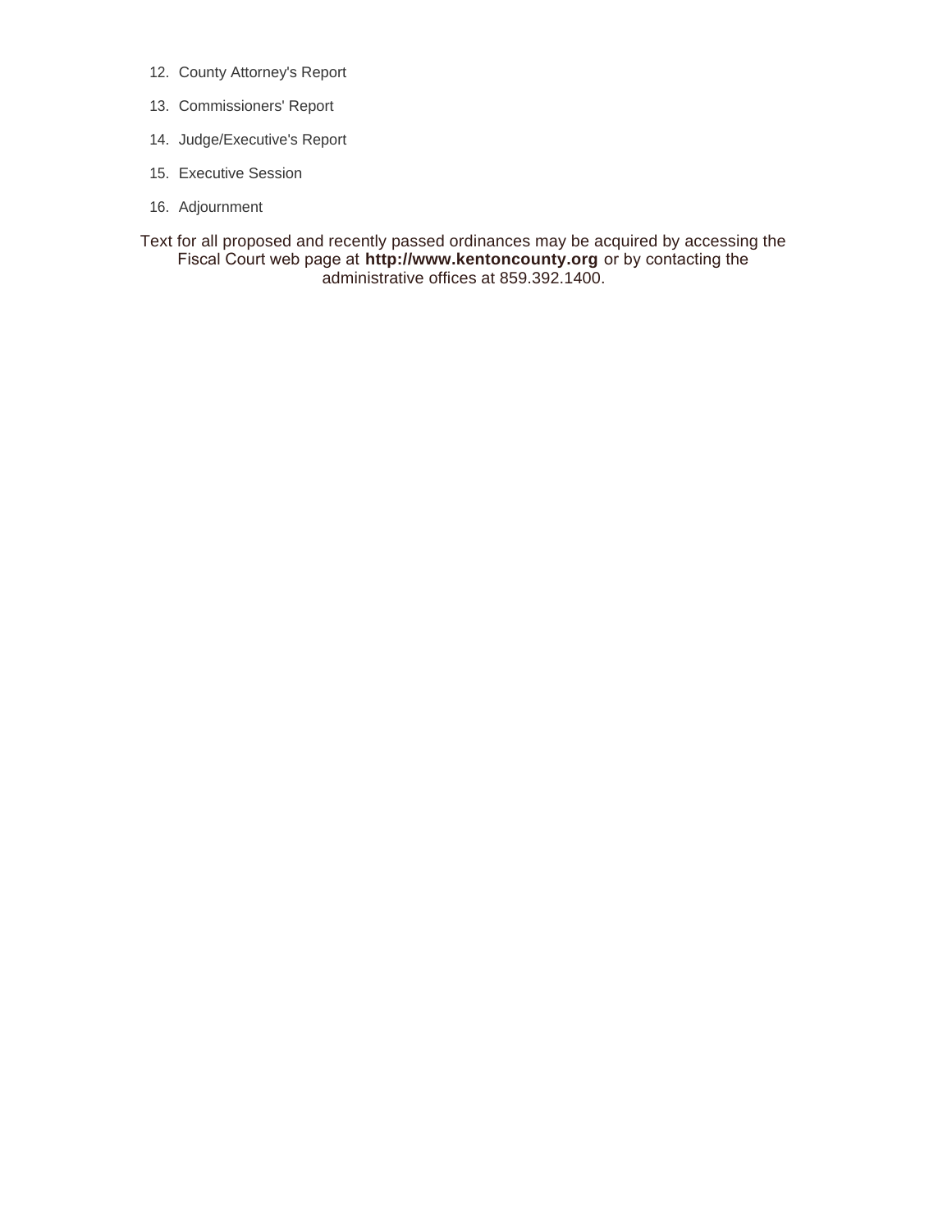12. County Attorney's Report
13. Commissioners' Report
14. Judge/Executive's Report
15. Executive Session
16. Adjournment

Text for all proposed and recently passed ordinances may be acquired by accessing the Fiscal Court web page at **http://www.kentoncounty.org** or by contacting the administrative offices at 859.392.1400.